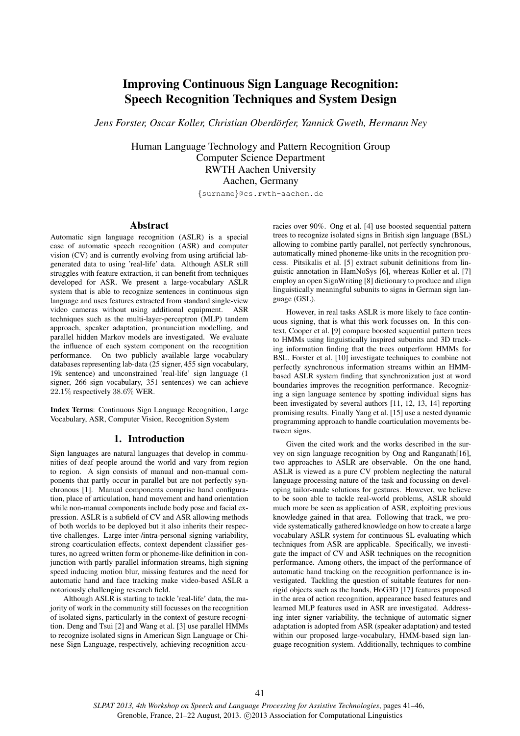# Improving Continuous Sign Language Recognition: Speech Recognition Techniques and System Design

*Jens Forster, Oscar Koller, Christian Oberdörfer, Yannick Gweth, Hermann Ney*

Human Language Technology and Pattern Recognition Group
Computer Science Department
RWTH Aachen University
Aachen, Germany

{surname}@cs.rwth-aachen.de

## Abstract

Automatic sign language recognition (ASLR) is a special case of automatic speech recognition (ASR) and computer vision (CV) and is currently evolving from using artificial lab-generated data to using 'real-life' data. Although ASLR still struggles with feature extraction, it can benefit from techniques developed for ASR. We present a large-vocabulary ASLR system that is able to recognize sentences in continuous sign language and uses features extracted from standard single-view video cameras without using additional equipment. ASR techniques such as the multi-layer-perceptron (MLP) tandem approach, speaker adaptation, pronunciation modelling, and parallel hidden Markov models are investigated. We evaluate the influence of each system component on the recognition performance. On two publicly available large vocabulary databases representing lab-data (25 signer, 455 sign vocabulary, 19k sentence) and unconstrained 'real-life' sign language (1 signer, 266 sign vocabulary, 351 sentences) we can achieve 22.1% respectively 38.6% WER.

**Index Terms**: Continuous Sign Language Recognition, Large Vocabulary, ASR, Computer Vision, Recognition System

## 1. Introduction

Sign languages are natural languages that develop in communities of deaf people around the world and vary from region to region. A sign consists of manual and non-manual components that partly occur in parallel but are not perfectly synchronous [1]. Manual components comprise hand configuration, place of articulation, hand movement and hand orientation while non-manual components include body pose and facial expression. ASLR is a subfield of CV and ASR allowing methods of both worlds to be deployed but it also inherits their respective challenges. Large inter-/intra-personal signing variability, strong coarticulation effects, context dependent classifier gestures, no agreed written form or phoneme-like definition in conjunction with partly parallel information streams, high signing speed inducing motion blur, missing features and the need for automatic hand and face tracking make video-based ASLR a notoriously challenging research field.

Although ASLR is starting to tackle 'real-life' data, the majority of work in the community still focusses on the recognition of isolated signs, particularly in the context of gesture recognition. Deng and Tsui [2] and Wang et al. [3] use parallel HMMs to recognize isolated signs in American Sign Language or Chinese Sign Language, respectively, achieving recognition accuracies over 90%. Ong et al. [4] use boosted sequential pattern trees to recognize isolated signs in British sign language (BSL) allowing to combine partly parallel, not perfectly synchronous, automatically mined phoneme-like units in the recognition process. Pitsikalis et al. [5] extract subunit definitions from linguistic annotation in HamNoSys [6], whereas Koller et al. [7] employ an open SignWriting [8] dictionary to produce and align linguistically meaningful subunits to signs in German sign language (GSL).

However, in real tasks ASLR is more likely to face continuous signing, that is what this work focusses on. In this context, Cooper et al. [9] compare boosted sequential pattern trees to HMMs using linguistically inspired subunits and 3D tracking information finding that the trees outperform HMMs for BSL. Forster et al. [10] investigate techniques to combine not perfectly synchronous information streams within an HMM-based ASLR system finding that synchronization just at word boundaries improves the recognition performance. Recognizing a sign language sentence by spotting individual signs has been investigated by several authors [11, 12, 13, 14] reporting promising results. Finally Yang et al. [15] use a nested dynamic programming approach to handle coarticulation movements between signs.

Given the cited work and the works described in the survey on sign language recognition by Ong and Ranganath[16], two approaches to ASLR are observable. On the one hand, ASLR is viewed as a pure CV problem neglecting the natural language processing nature of the task and focussing on developing tailor-made solutions for gestures. However, we believe to be soon able to tackle real-world problems, ASLR should much more be seen as application of ASR, exploiting previous knowledge gained in that area. Following that track, we provide systematically gathered knowledge on how to create a large vocabulary ASLR system for continuous SL evaluating which techniques from ASR are applicable. Specifically, we investigate the impact of CV and ASR techniques on the recognition performance. Among others, the impact of the performance of automatic hand tracking on the recognition performance is investigated. Tackling the question of suitable features for non-rigid objects such as the hands, HoG3D [17] features proposed in the area of action recognition, appearance based features and learned MLP features used in ASR are investigated. Addressing inter signer variability, the technique of automatic signer adaptation is adopted from ASR (speaker adaptation) and tested within our proposed large-vocabulary, HMM-based sign language recognition system. Additionally, techniques to combine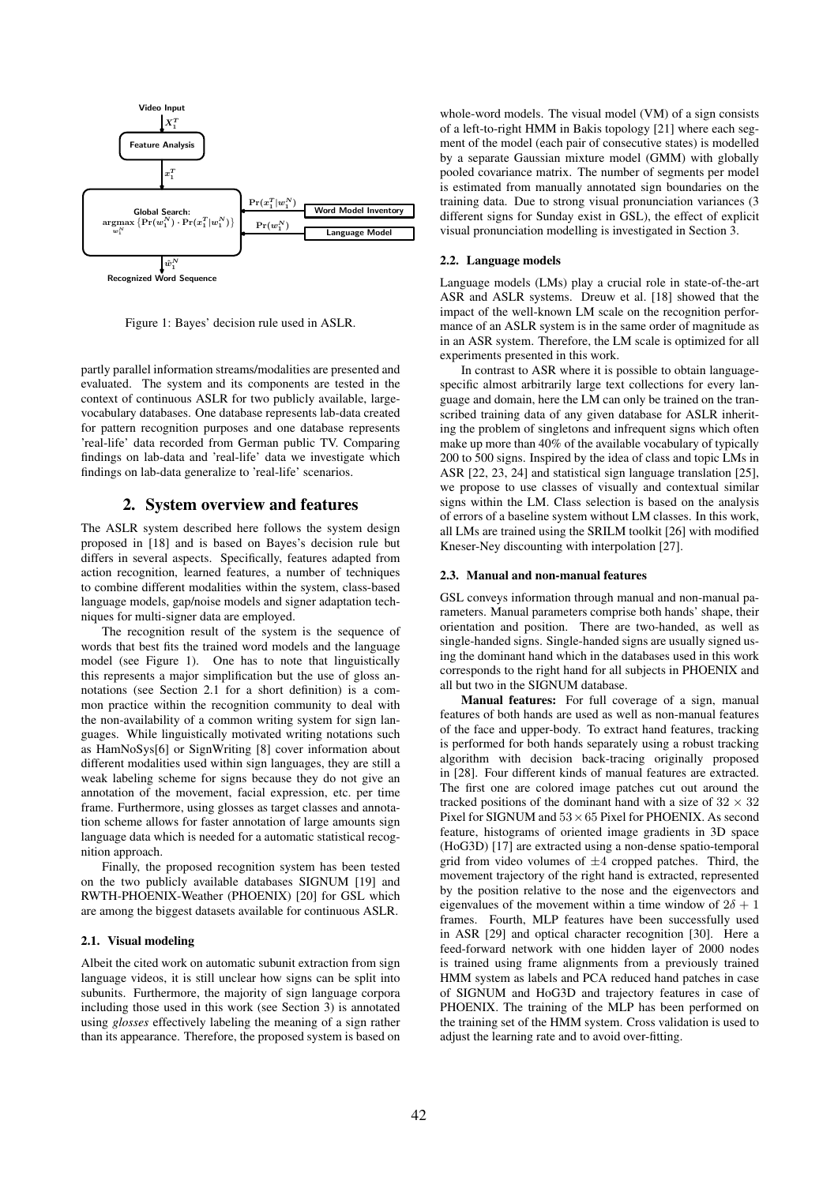Video Input

$X_1^T$

Feature Analysis

$x_1^T$

Global Search:
$\underset{w_1^N}{\text{argmax}} \{\Pr(w_1^N) \cdot \Pr(x_1^T|w_1^N)\}$

$\Pr(x_1^T|w_1^N)$ — Word Model Inventory

$\Pr(w_1^N)$ — Language Model

$\hat{w}_1^N$

Recognized Word Sequence

Figure 1: Bayes' decision rule used in ASLR.

partly parallel information streams/modalities are presented and evaluated. The system and its components are tested in the context of continuous ASLR for two publicly available, large-vocabulary databases. One database represents lab-data created for pattern recognition purposes and one database represents 'real-life' data recorded from German public TV. Comparing findings on lab-data and 'real-life' data we investigate which findings on lab-data generalize to 'real-life' scenarios.

## 2. System overview and features

The ASLR system described here follows the system design proposed in [18] and is based on Bayes's decision rule but differs in several aspects. Specifically, features adapted from action recognition, learned features, a number of techniques to combine different modalities within the system, class-based language models, gap/noise models and signer adaptation techniques for multi-signer data are employed.

The recognition result of the system is the sequence of words that best fits the trained word models and the language model (see Figure 1). One has to note that linguistically this represents a major simplification but the use of gloss annotations (see Section 2.1 for a short definition) is a common practice within the recognition community to deal with the non-availability of a common writing system for sign languages. While linguistically motivated writing notations such as HamNoSys[6] or SignWriting [8] cover information about different modalities used within sign languages, they are still a weak labeling scheme for signs because they do not give an annotation of the movement, facial expression, etc. per time frame. Furthermore, using glosses as target classes and annotation scheme allows for faster annotation of large amounts sign language data which is needed for a automatic statistical recognition approach.

Finally, the proposed recognition system has been tested on the two publicly available databases SIGNUM [19] and RWTH-PHOENIX-Weather (PHOENIX) [20] for GSL which are among the biggest datasets available for continuous ASLR.

### 2.1. Visual modeling

Albeit the cited work on automatic subunit extraction from sign language videos, it is still unclear how signs can be split into subunits. Furthermore, the majority of sign language corpora including those used in this work (see Section 3) is annotated using *glosses* effectively labeling the meaning of a sign rather than its appearance. Therefore, the proposed system is based on whole-word models. The visual model (VM) of a sign consists of a left-to-right HMM in Bakis topology [21] where each segment of the model (each pair of consecutive states) is modelled by a separate Gaussian mixture model (GMM) with globally pooled covariance matrix. The number of segments per model is estimated from manually annotated sign boundaries on the training data. Due to strong visual pronunciation variances (3 different signs for Sunday exist in GSL), the effect of explicit visual pronunciation modelling is investigated in Section 3.

### 2.2. Language models

Language models (LMs) play a crucial role in state-of-the-art ASR and ASLR systems. Dreuw et al. [18] showed that the impact of the well-known LM scale on the recognition performance of an ASLR system is in the same order of magnitude as in an ASR system. Therefore, the LM scale is optimized for all experiments presented in this work.

In contrast to ASR where it is possible to obtain language-specific almost arbitrarily large text collections for every language and domain, here the LM can only be trained on the transcribed training data of any given database for ASLR inheriting the problem of singletons and infrequent signs which often make up more than 40% of the available vocabulary of typically 200 to 500 signs. Inspired by the idea of class and topic LMs in ASR [22, 23, 24] and statistical sign language translation [25], we propose to use classes of visually and contextual similar signs within the LM. Class selection is based on the analysis of errors of a baseline system without LM classes. In this work, all LMs are trained using the SRILM toolkit [26] with modified Kneser-Ney discounting with interpolation [27].

### 2.3. Manual and non-manual features

GSL conveys information through manual and non-manual parameters. Manual parameters comprise both hands' shape, their orientation and position. There are two-handed, as well as single-handed signs. Single-handed signs are usually signed using the dominant hand which in the databases used in this work corresponds to the right hand for all subjects in PHOENIX and all but two in the SIGNUM database.

**Manual features:** For full coverage of a sign, manual features of both hands are used as well as non-manual features of the face and upper-body. To extract hand features, tracking is performed for both hands separately using a robust tracking algorithm with decision back-tracing originally proposed in [28]. Four different kinds of manual features are extracted. The first one are colored image patches cut out around the tracked positions of the dominant hand with a size of $32 \times 32$ Pixel for SIGNUM and $53 \times 65$ Pixel for PHOENIX. As second feature, histograms of oriented image gradients in 3D space (HoG3D) [17] are extracted using a non-dense spatio-temporal grid from video volumes of $\pm 4$ cropped patches. Third, the movement trajectory of the right hand is extracted, represented by the position relative to the nose and the eigenvectors and eigenvalues of the movement within a time window of $2\delta + 1$ frames. Fourth, MLP features have been successfully used in ASR [29] and optical character recognition [30]. Here a feed-forward network with one hidden layer of 2000 nodes is trained using frame alignments from a previously trained HMM system as labels and PCA reduced hand patches in case of SIGNUM and HoG3D and trajectory features in case of PHOENIX. The training of the MLP has been performed on the training set of the HMM system. Cross validation is used to adjust the learning rate and to avoid over-fitting.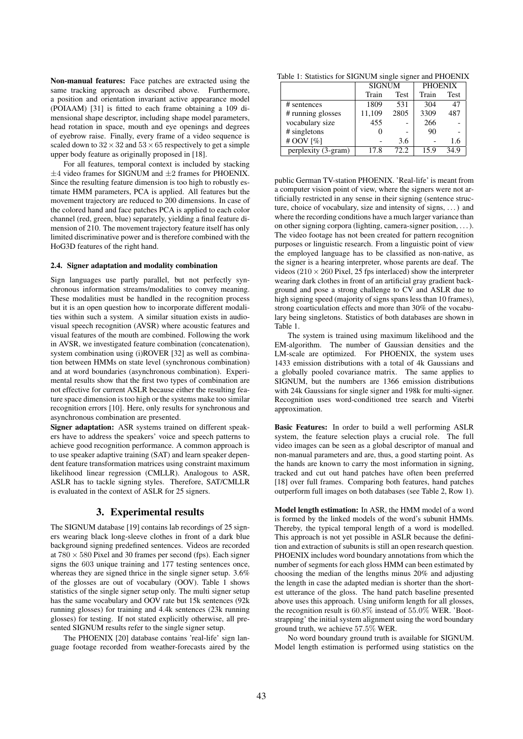**Non-manual features:** Face patches are extracted using the same tracking approach as described above. Furthermore, a position and orientation invariant active appearance model (POIAAM) [31] is fitted to each frame obtaining a 109 dimensional shape descriptor, including shape model parameters, head rotation in space, mouth and eye openings and degrees of eyebrow raise. Finally, every frame of a video sequence is scaled down to $32 \times 32$ and $53 \times 65$ respectively to get a simple upper body feature as originally proposed in [18].

For all features, temporal context is included by stacking $\pm 4$ video frames for SIGNUM and $\pm 2$ frames for PHOENIX. Since the resulting feature dimension is too high to robustly estimate HMM parameters, PCA is applied. All features but the movement trajectory are reduced to 200 dimensions. In case of the colored hand and face patches PCA is applied to each color channel (red, green, blue) separately, yielding a final feature dimension of 210. The movement trajectory feature itself has only limited discriminative power and is therefore combined with the HoG3D features of the right hand.

#### 2.4. Signer adaptation and modality combination

Sign languages use partly parallel, but not perfectly synchronous information streams/modalities to convey meaning. These modalities must be handled in the recognition process but it is an open question how to incorporate different modalities within such a system. A similar situation exists in audio-visual speech recognition (AVSR) where acoustic features and visual features of the mouth are combined. Following the work in AVSR, we investigated feature combination (concatenation), system combination using (i)ROVER [32] as well as combination between HMMs on state level (synchronous combination) and at word boundaries (asynchronous combination). Experimental results show that the first two types of combination are not effective for current ASLR because either the resulting feature space dimension is too high or the systems make too similar recognition errors [10]. Here, only results for synchronous and asynchronous combination are presented.

**Signer adaptation:** ASR systems trained on different speakers have to address the speakers' voice and speech patterns to achieve good recognition performance. A common approach is to use speaker adaptive training (SAT) and learn speaker dependent feature transformation matrices using constraint maximum likelihood linear regression (CMLLR). Analogous to ASR, ASLR has to tackle signing styles. Therefore, SAT/CMLLR is evaluated in the context of ASLR for 25 signers.

## 3. Experimental results

The SIGNUM database [19] contains lab recordings of 25 signers wearing black long-sleeve clothes in front of a dark blue background signing predefined sentences. Videos are recorded at $780 \times 580$ Pixel and 30 frames per second (fps). Each signer signs the 603 unique training and 177 testing sentences once, whereas they are signed thrice in the single signer setup. 3.6% of the glosses are out of vocabulary (OOV). Table 1 shows statistics of the single signer setup only. The multi signer setup has the same vocabulary and OOV rate but 15k sentences (92k running glosses) for training and 4.4k sentences (23k running glosses) for testing. If not stated explicitly otherwise, all presented SIGNUM results refer to the single signer setup.

The PHOENIX [20] database contains 'real-life' sign language footage recorded from weather-forecasts aired by the public German TV-station PHOENIX. 'Real-life' is meant from a computer vision point of view, where the signers were not artificially restricted in any sense in their signing (sentence structure, choice of vocabulary, size and intensity of signs, . . . ) and where the recording conditions have a much larger variance than on other signing corpora (lighting, camera-signer position, . . . ). The video footage has not been created for pattern recognition purposes or linguistic research. From a linguistic point of view the employed language has to be classified as non-native, as the signer is a hearing interpreter, whose parents are deaf. The videos ($210 \times 260$ Pixel, 25 fps interlaced) show the interpreter wearing dark clothes in front of an artificial gray gradient background and pose a strong challenge to CV and ASLR due to high signing speed (majority of signs spans less than 10 frames), strong coarticulation effects and more than 30% of the vocabulary being singletons. Statistics of both databases are shown in Table 1.

Table 1: Statistics for SIGNUM single signer and PHOENIX

| | SIGNUM | | PHOENIX | |
|---|---|---|---|---|
| | Train | Test | Train | Test |
| # sentences | 1809 | 531 | 304 | 47 |
| # running glosses | 11,109 | 2805 | 3309 | 487 |
| vocabulary size | 455 | - | 266 | - |
| # singletons | 0 | - | 90 | - |
| # OOV [%] | - | 3.6 | - | 1.6 |
| perplexity (3-gram) | 17.8 | 72.2 | 15.9 | 34.9 |

The system is trained using maximum likelihood and the EM-algorithm. The number of Gaussian densities and the LM-scale are optimized. For PHOENIX, the system uses 1433 emission distributions with a total of 4k Gaussians and a globally pooled covariance matrix. The same applies to SIGNUM, but the numbers are 1366 emission distributions with 24k Gaussians for single signer and 198k for multi-signer. Recognition uses word-conditioned tree search and Viterbi approximation.

**Basic Features:** In order to build a well performing ASLR system, the feature selection plays a crucial role. The full video images can be seen as a global descriptor of manual and non-manual parameters and are, thus, a good starting point. As the hands are known to carry the most information in signing, tracked and cut out hand patches have often been preferred [18] over full frames. Comparing both features, hand patches outperform full images on both databases (see Table 2, Row 1).

**Model length estimation:** In ASR, the HMM model of a word is formed by the linked models of the word's subunit HMMs. Thereby, the typical temporal length of a word is modelled. This approach is not yet possible in ASLR because the definition and extraction of subunits is still an open research question. PHOENIX includes word boundary annotations from which the number of segments for each gloss HMM can been estimated by choosing the median of the lengths minus 20% and adjusting the length in case the adapted median is shorter than the shortest utterance of the gloss. The hand patch baseline presented above uses this approach. Using uniform length for all glosses, the recognition result is $60.8\%$ instead of $55.0\%$ WER. 'Bootstrapping' the initial system alignment using the word boundary ground truth, we achieve $57.5\%$ WER.

No word boundary ground truth is available for SIGNUM. Model length estimation is performed using statistics on the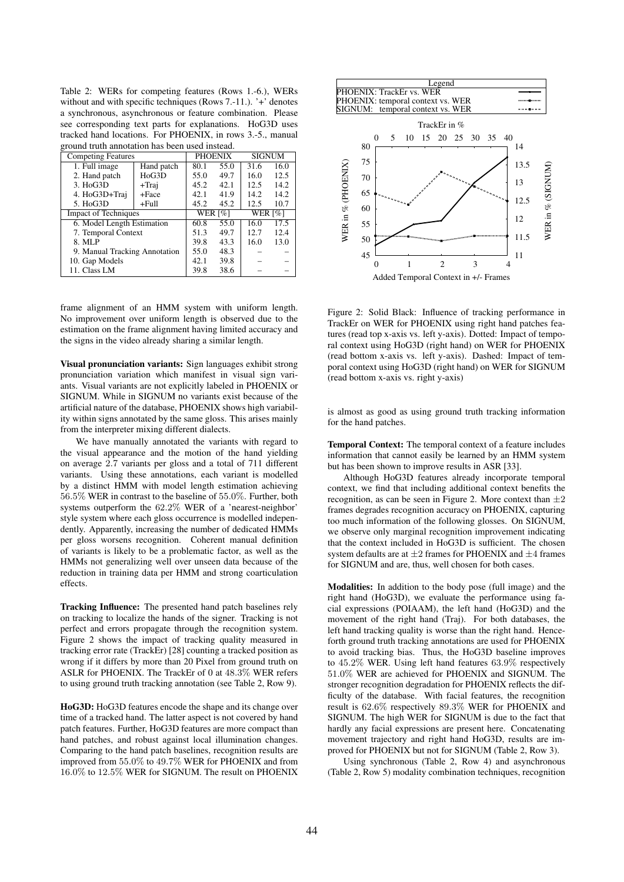Table 2: WERs for competing features (Rows 1.-6.), WERs without and with specific techniques (Rows 7.-11.). '+' denotes a synchronous, asynchronous or feature combination. Please see corresponding text parts for explanations. HoG3D uses tracked hand locations. For PHOENIX, in rows 3.-5., manual ground truth annotation has been used instead.

| Competing Features | | PHOENIX | | SIGNUM | |
|---|---|---|---|---|---|
| 1. Full image | Hand patch | 80.1 | 55.0 | 31.6 | 16.0 |
| 2. Hand patch | HoG3D | 55.0 | 49.7 | 16.0 | 12.5 |
| 3. HoG3D | +Traj | 45.2 | 42.1 | 12.5 | 14.2 |
| 4. HoG3D+Traj | +Face | 42.1 | 41.9 | 14.2 | 14.2 |
| 5. HoG3D | +Full | 45.2 | 45.2 | 12.5 | 10.7 |
| Impact of Techniques | | WER [%] | | WER [%] | |
| 6. Model Length Estimation | | 60.8 | 55.0 | 16.0 | 17.5 |
| 7. Temporal Context | | 51.3 | 49.7 | 12.7 | 12.4 |
| 8. MLP | | 39.8 | 43.3 | 16.0 | 13.0 |
| 9. Manual Tracking Annotation | | 55.0 | 48.3 | – | – |
| 10. Gap Models | | 42.1 | 39.8 | – | – |
| 11. Class LM | | 39.8 | 38.6 | – | – |

frame alignment of an HMM system with uniform length. No improvement over uniform length is observed due to the estimation on the frame alignment having limited accuracy and the signs in the video already sharing a similar length.

**Visual pronunciation variants:** Sign languages exhibit strong pronunciation variation which manifest in visual sign variants. Visual variants are not explicitly labeled in PHOENIX or SIGNUM. While in SIGNUM no variants exist because of the artificial nature of the database, PHOENIX shows high variability within signs annotated by the same gloss. This arises mainly from the interpreter mixing different dialects.

We have manually annotated the variants with regard to the visual appearance and the motion of the hand yielding on average 2.7 variants per gloss and a total of 711 different variants. Using these annotations, each variant is modelled by a distinct HMM with model length estimation achieving 56.5% WER in contrast to the baseline of 55.0%. Further, both systems outperform the 62.2% WER of a 'nearest-neighbor' style system where each gloss occurrence is modelled independently. Apparently, increasing the number of dedicated HMMs per gloss worsens recognition. Coherent manual definition of variants is likely to be a problematic factor, as well as the HMMs not generalizing well over unseen data because of the reduction in training data per HMM and strong coarticulation effects.

**Tracking Influence:** The presented hand patch baselines rely on tracking to localize the hands of the signer. Tracking is not perfect and errors propagate through the recognition system. Figure 2 shows the impact of tracking quality measured in tracking error rate (TrackEr) [28] counting a tracked position as wrong if it differs by more than 20 Pixel from ground truth on ASLR for PHOENIX. The TrackEr of 0 at 48.3% WER refers to using ground truth tracking annotation (see Table 2, Row 9).

**HoG3D:** HoG3D features encode the shape and its change over time of a tracked hand. The latter aspect is not covered by hand patch features. Further, HoG3D features are more compact than hand patches, and robust against local illumination changes. Comparing to the hand patch baselines, recognition results are improved from 55.0% to 49.7% WER for PHOENIX and from 16.0% to 12.5% WER for SIGNUM. The result on PHOENIX is almost as good as using ground truth tracking information for the hand patches.

Figure 2: Solid Black: Influence of tracking performance in TrackEr on WER for PHOENIX using right hand patches features (read top x-axis vs. left y-axis). Dotted: Impact of temporal context using HoG3D (right hand) on WER for PHOENIX (read bottom x-axis vs. left y-axis). Dashed: Impact of temporal context using HoG3D (right hand) on WER for SIGNUM (read bottom x-axis vs. right y-axis)

**Temporal Context:** The temporal context of a feature includes information that cannot easily be learned by an HMM system but has been shown to improve results in ASR [33].

Although HoG3D features already incorporate temporal context, we find that including additional context benefits the recognition, as can be seen in Figure 2. More context than $\pm 2$ frames degrades recognition accuracy on PHOENIX, capturing too much information of the following glosses. On SIGNUM, we observe only marginal recognition improvement indicating that the context included in HoG3D is sufficient. The chosen system defaults are at $\pm 2$ frames for PHOENIX and $\pm 4$ frames for SIGNUM and are, thus, well chosen for both cases.

**Modalities:** In addition to the body pose (full image) and the right hand (HoG3D), we evaluate the performance using facial expressions (POIAAM), the left hand (HoG3D) and the movement of the right hand (Traj). For both databases, the left hand tracking quality is worse than the right hand. Henceforth ground truth tracking annotations are used for PHOENIX to avoid tracking bias. Thus, the HoG3D baseline improves to 45.2% WER. Using left hand features 63.9% respectively 51.0% WER are achieved for PHOENIX and SIGNUM. The stronger recognition degradation for PHOENIX reflects the difficulty of the database. With facial features, the recognition result is 62.6% respectively 89.3% WER for PHOENIX and SIGNUM. The high WER for SIGNUM is due to the fact that hardly any facial expressions are present here. Concatenating movement trajectory and right hand HoG3D, results are improved for PHOENIX but not for SIGNUM (Table 2, Row 3).

Using synchronous (Table 2, Row 4) and asynchronous (Table 2, Row 5) modality combination techniques, recognition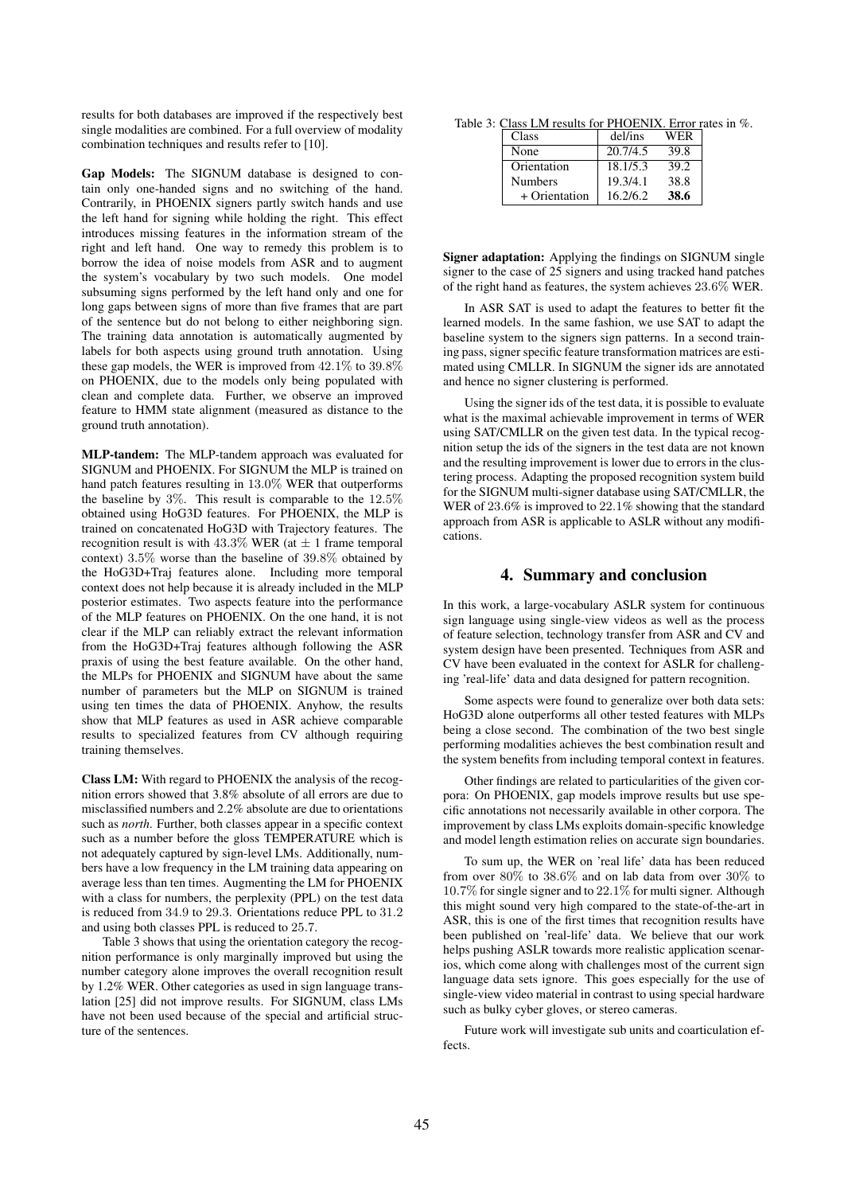results for both databases are improved if the respectively best single modalities are combined. For a full overview of modality combination techniques and results refer to [10].

**Gap Models:** The SIGNUM database is designed to contain only one-handed signs and no switching of the hand. Contrarily, in PHOENIX signers partly switch hands and use the left hand for signing while holding the right. This effect introduces missing features in the information stream of the right and left hand. One way to remedy this problem is to borrow the idea of noise models from ASR and to augment the system's vocabulary by two such models. One model subsuming signs performed by the left hand only and one for long gaps between signs of more than five frames that are part of the sentence but do not belong to either neighboring sign. The training data annotation is automatically augmented by labels for both aspects using ground truth annotation. Using these gap models, the WER is improved from 42.1% to 39.8% on PHOENIX, due to the models only being populated with clean and complete data. Further, we observe an improved feature to HMM state alignment (measured as distance to the ground truth annotation).

**MLP-tandem:** The MLP-tandem approach was evaluated for SIGNUM and PHOENIX. For SIGNUM the MLP is trained on hand patch features resulting in 13.0% WER that outperforms the baseline by 3%. This result is comparable to the 12.5% obtained using HoG3D features. For PHOENIX, the MLP is trained on concatenated HoG3D with Trajectory features. The recognition result is with 43.3% WER (at $\pm$ 1 frame temporal context) 3.5% worse than the baseline of 39.8% obtained by the HoG3D+Traj features alone. Including more temporal context does not help because it is already included in the MLP posterior estimates. Two aspects feature into the performance of the MLP features on PHOENIX. On the one hand, it is not clear if the MLP can reliably extract the relevant information from the HoG3D+Traj features although following the ASR praxis of using the best feature available. On the other hand, the MLPs for PHOENIX and SIGNUM have about the same number of parameters but the MLP on SIGNUM is trained using ten times the data of PHOENIX. Anyhow, the results show that MLP features as used in ASR achieve comparable results to specialized features from CV although requiring training themselves.

**Class LM:** With regard to PHOENIX the analysis of the recognition errors showed that 3.8% absolute of all errors are due to misclassified numbers and 2.2% absolute are due to orientations such as *north*. Further, both classes appear in a specific context such as a number before the gloss TEMPERATURE which is not adequately captured by sign-level LMs. Additionally, numbers have a low frequency in the LM training data appearing on average less than ten times. Augmenting the LM for PHOENIX with a class for numbers, the perplexity (PPL) on the test data is reduced from 34.9 to 29.3. Orientations reduce PPL to 31.2 and using both classes PPL is reduced to 25.7.

Table 3 shows that using the orientation category the recognition performance is only marginally improved but using the number category alone improves the overall recognition result by 1.2% WER. Other categories as used in sign language translation [25] did not improve results. For SIGNUM, class LMs have not been used because of the special and artificial structure of the sentences.

Table 3: Class LM results for PHOENIX. Error rates in %.

| Class | del/ins | WER |
|---|---|---|
| None | 20.7/4.5 | 39.8 |
| Orientation | 18.1/5.3 | 39.2 |
| Numbers | 19.3/4.1 | 38.8 |
| + Orientation | 16.2/6.2 | **38.6** |

**Signer adaptation:** Applying the findings on SIGNUM single signer to the case of 25 signers and using tracked hand patches of the right hand as features, the system achieves 23.6% WER.

In ASR SAT is used to adapt the features to better fit the learned models. In the same fashion, we use SAT to adapt the baseline system to the signers sign patterns. In a second training pass, signer specific feature transformation matrices are estimated using CMLLR. In SIGNUM the signer ids are annotated and hence no signer clustering is performed.

Using the signer ids of the test data, it is possible to evaluate what is the maximal achievable improvement in terms of WER using SAT/CMLLR on the given test data. In the typical recognition setup the ids of the signers in the test data are not known and the resulting improvement is lower due to errors in the clustering process. Adapting the proposed recognition system build for the SIGNUM multi-signer database using SAT/CMLLR, the WER of 23.6% is improved to 22.1% showing that the standard approach from ASR is applicable to ASLR without any modifications.

## 4. Summary and conclusion

In this work, a large-vocabulary ASLR system for continuous sign language using single-view videos as well as the process of feature selection, technology transfer from ASR and CV and system design have been presented. Techniques from ASR and CV have been evaluated in the context for ASLR for challenging 'real-life' data and data designed for pattern recognition.

Some aspects were found to generalize over both data sets: HoG3D alone outperforms all other tested features with MLPs being a close second. The combination of the two best single performing modalities achieves the best combination result and the system benefits from including temporal context in features.

Other findings are related to particularities of the given corpora: On PHOENIX, gap models improve results but use specific annotations not necessarily available in other corpora. The improvement by class LMs exploits domain-specific knowledge and model length estimation relies on accurate sign boundaries.

To sum up, the WER on 'real life' data has been reduced from over 80% to 38.6% and on lab data from over 30% to 10.7% for single signer and to 22.1% for multi signer. Although this might sound very high compared to the state-of-the-art in ASR, this is one of the first times that recognition results have been published on 'real-life' data. We believe that our work helps pushing ASLR towards more realistic application scenarios, which come along with challenges most of the current sign language data sets ignore. This goes especially for the use of single-view video material in contrast to using special hardware such as bulky cyber gloves, or stereo cameras.

Future work will investigate sub units and coarticulation effects.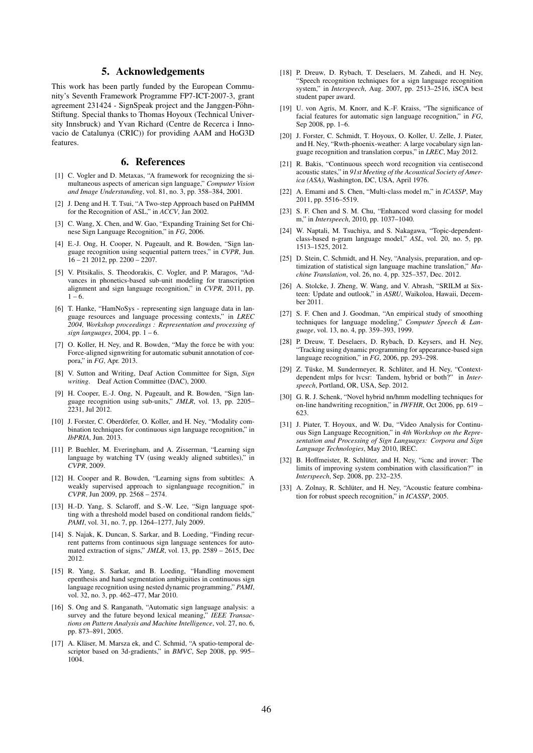## 5. Acknowledgements

This work has been partly funded by the European Community's Seventh Framework Programme FP7-ICT-2007-3, grant agreement 231424 - SignSpeak project and the Janggen-Pöhn-Stiftung. Special thanks to Thomas Hoyoux (Technical University Innsbruck) and Yvan Richard (Centre de Recerca i Innovacio de Catalunya (CRIC)) for providing AAM and HoG3D features.

## 6. References

[1] C. Vogler and D. Metaxas, "A framework for recognizing the simultaneous aspects of american sign language," *Computer Vision and Image Understanding*, vol. 81, no. 3, pp. 358–384, 2001.

[2] J. Deng and H. T. Tsui, "A Two-step Approach based on PaHMM for the Recognition of ASL," in *ACCV*, Jan 2002.

[3] C. Wang, X. Chen, and W. Gao, "Expanding Training Set for Chinese Sign Language Recognition," in *FG*, 2006.

[4] E.-J. Ong, H. Cooper, N. Pugeault, and R. Bowden, "Sign language recognition using sequential pattern trees," in *CVPR*, Jun. 16 – 21 2012, pp. 2200 – 2207.

[5] V. Pitsikalis, S. Theodorakis, C. Vogler, and P. Maragos, "Advances in phonetics-based sub-unit modeling for transcription alignment and sign language recognition," in *CVPR*, 2011, pp. 1 – 6.

[6] T. Hanke, "HamNoSys - representing sign language data in language resources and language processing contexts," in *LREC 2004, Workshop proceedings : Representation and processing of sign languages*, 2004, pp. 1 – 6.

[7] O. Koller, H. Ney, and R. Bowden, "May the force be with you: Force-aligned signwriting for automatic subunit annotation of corpora," in *FG*, Apr. 2013.

[8] V. Sutton and Writing, Deaf Action Committee for Sign, *Sign writing*. Deaf Action Committee (DAC), 2000.

[9] H. Cooper, E.-J. Ong, N. Pugeault, and R. Bowden, "Sign language recognition using sub-units," *JMLR*, vol. 13, pp. 2205–2231, Jul 2012.

[10] J. Forster, C. Oberdörfer, O. Koller, and H. Ney, "Modality combination techniques for continuous sign language recognition," in *IbPRIA*, Jun. 2013.

[11] P. Buehler, M. Everingham, and A. Zisserman, "Learning sign language by watching TV (using weakly aligned subtitles)," in *CVPR*, 2009.

[12] H. Cooper and R. Bowden, "Learning signs from subtitles: A weakly supervised approach to signlanguage recognition," in *CVPR*, Jun 2009, pp. 2568 – 2574.

[13] H.-D. Yang, S. Sclaroff, and S.-W. Lee, "Sign language spotting with a threshold model based on conditional random fields," *PAMI*, vol. 31, no. 7, pp. 1264–1277, July 2009.

[14] S. Najak, K. Duncan, S. Sarkar, and B. Loeding, "Finding recurrent patterns from continuous sign language sentences for automated extraction of signs," *JMLR*, vol. 13, pp. 2589 – 2615, Dec 2012.

[15] R. Yang, S. Sarkar, and B. Loeding, "Handling movement epenthesis and hand segmentation ambiguities in continuous sign language recognition using nested dynamic programming," *PAMI*, vol. 32, no. 3, pp. 462–477, Mar 2010.

[16] S. Ong and S. Ranganath, "Automatic sign language analysis: a survey and the future beyond lexical meaning," *IEEE Transactions on Pattern Analysis and Machine Intelligence*, vol. 27, no. 6, pp. 873–891, 2005.

[17] A. Kläser, M. Marsza ek, and C. Schmid, "A spatio-temporal descriptor based on 3d-gradients," in *BMVC*, Sep 2008, pp. 995–1004.

[18] P. Dreuw, D. Rybach, T. Deselaers, M. Zahedi, and H. Ney, "Speech recognition techniques for a sign language recognition system," in *Interspeech*, Aug. 2007, pp. 2513–2516, iSCA best student paper award.

[19] U. von Agris, M. Knorr, and K.-F. Kraiss, "The significance of facial features for automatic sign language recognition," in *FG*, Sep 2008, pp. 1–6.

[20] J. Forster, C. Schmidt, T. Hoyoux, O. Koller, U. Zelle, J. Piater, and H. Ney, "Rwth-phoenix-weather: A large vocabulary sign language recognition and translation corpus," in *LREC*, May 2012.

[21] R. Bakis, "Continuous speech word recognition via centisecond acoustic states," in *91st Meeting of the Acoustical Society of America (ASA)*, Washington, DC, USA, April 1976.

[22] A. Emami and S. Chen, "Multi-class model m," in *ICASSP*, May 2011, pp. 5516–5519.

[23] S. F. Chen and S. M. Chu, "Enhanced word classing for model m," in *Interspeech*, 2010, pp. 1037–1040.

[24] W. Naptali, M. Tsuchiya, and S. Nakagawa, "Topic-dependent-class-based n-gram language model," *ASL*, vol. 20, no. 5, pp. 1513–1525, 2012.

[25] D. Stein, C. Schmidt, and H. Ney, "Analysis, preparation, and optimization of statistical sign language machine translation," *Machine Translation*, vol. 26, no. 4, pp. 325–357, Dec. 2012.

[26] A. Stolcke, J. Zheng, W. Wang, and V. Abrash, "SRILM at Sixteen: Update and outlook," in *ASRU*, Waikoloa, Hawaii, December 2011.

[27] S. F. Chen and J. Goodman, "An empirical study of smoothing techniques for language modeling," *Computer Speech & Language*, vol. 13, no. 4, pp. 359–393, 1999.

[28] P. Dreuw, T. Deselaers, D. Rybach, D. Keysers, and H. Ney, "Tracking using dynamic programming for appearance-based sign language recognition," in *FG*, 2006, pp. 293–298.

[29] Z. Tüske, M. Sundermeyer, R. Schlüter, and H. Ney, "Context-dependent mlps for lvcsr: Tandem, hybrid or both?" in *Interspeech*, Portland, OR, USA, Sep. 2012.

[30] G. R. J. Schenk, "Novel hybrid nn/hmm modelling techniques for on-line handwriting recognition," in *IWFHR*, Oct 2006, pp. 619 – 623.

[31] J. Piater, T. Hoyoux, and W. Du, "Video Analysis for Continuous Sign Language Recognition," in *4th Workshop on the Representation and Processing of Sign Languages: Corpora and Sign Language Technologies*, May 2010, lREC.

[32] B. Hoffmeister, R. Schlüter, and H. Ney, "icnc and irover: The limits of improving system combination with classification?" in *Interspeech*, Sep. 2008, pp. 232–235.

[33] A. Zolnay, R. Schlüter, and H. Ney, "Acoustic feature combination for robust speech recognition," in *ICASSP*, 2005.